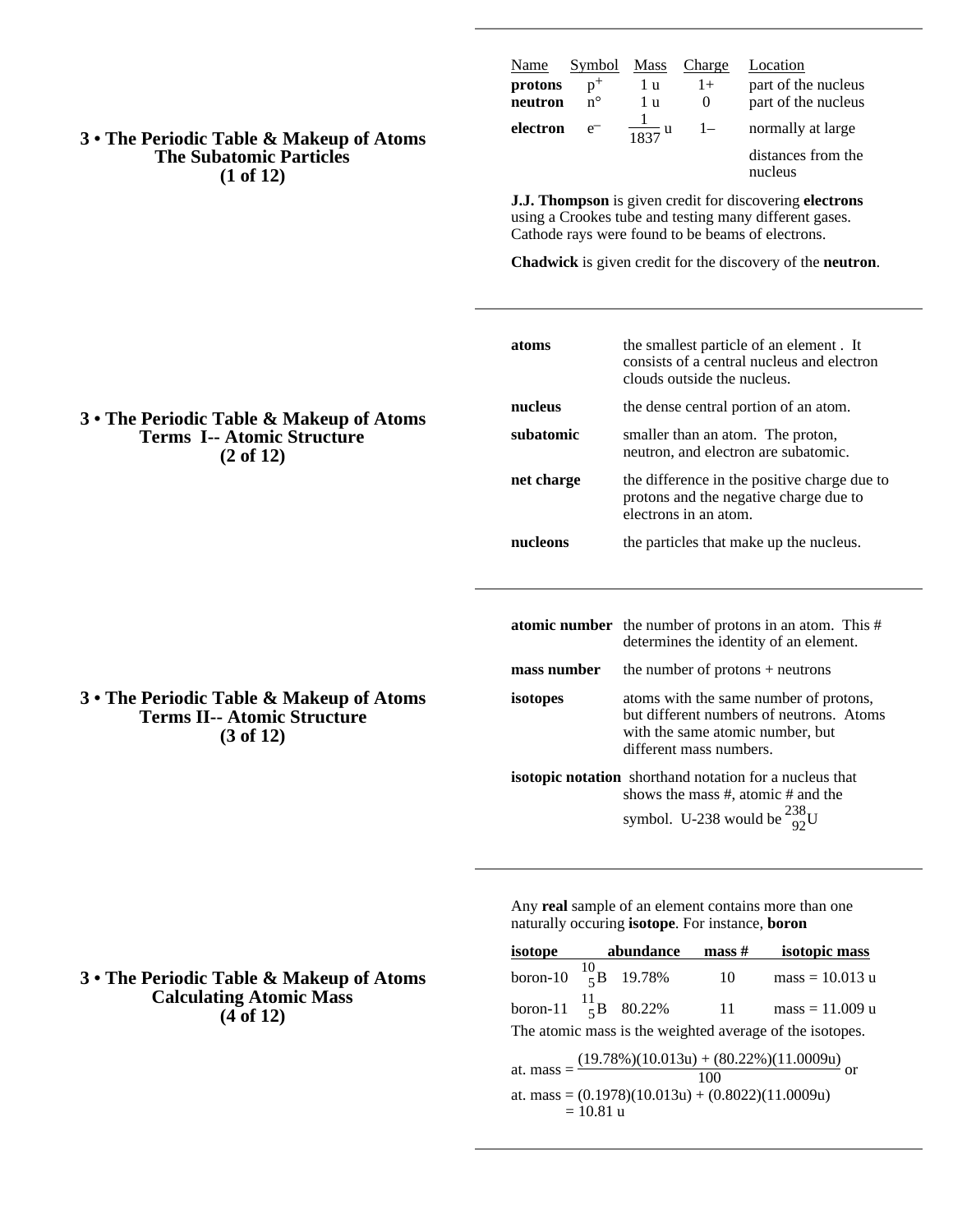## 3 • The Periodic Table & Makeup of Atoms
### The Subatomic Particles
### (1 of 12)

| Name | Symbol | Mass | Charge | Location |
|---|---|---|---|---|
| **protons** | $p^+$ | 1 u | 1+ | part of the nucleus |
| **neutron** | $n^\circ$ | 1 u | 0 | part of the nucleus |
| **electron** | $e^-$ | $\frac{1}{1837}$ u | 1– | normally at large distances from the nucleus |

**J.J. Thompson** is given credit for discovering **electrons** using a Crookes tube and testing many different gases. Cathode rays were found to be beams of electrons.

**Chadwick** is given credit for the discovery of the **neutron**.

---

## 3 • The Periodic Table & Makeup of Atoms
### Terms I-- Atomic Structure
### (2 of 12)

**atoms** — the smallest particle of an element . It consists of a central nucleus and electron clouds outside the nucleus.

**nucleus** — the dense central portion of an atom.

**subatomic** — smaller than an atom. The proton, neutron, and electron are subatomic.

**net charge** — the difference in the positive charge due to protons and the negative charge due to electrons in an atom.

**nucleons** — the particles that make up the nucleus.

---

## 3 • The Periodic Table & Makeup of Atoms
### Terms II-- Atomic Structure
### (3 of 12)

**atomic number** — the number of protons in an atom. This # determines the identity of an element.

**mass number** — the number of protons + neutrons

**isotopes** — atoms with the same number of protons, but different numbers of neutrons. Atoms with the same atomic number, but different mass numbers.

**isotopic notation** — shorthand notation for a nucleus that shows the mass #, atomic # and the symbol. U-238 would be $^{238}_{92}U$

---

## 3 • The Periodic Table & Makeup of Atoms
### Calculating Atomic Mass
### (4 of 12)

Any **real** sample of an element contains more than one naturally occuring **isotope**. For instance, **boron**

| isotope | | abundance | mass # | isotopic mass |
|---|---|---|---|---|
| boron-10 | $^{10}_{5}B$ | 19.78% | 10 | mass = 10.013 u |
| boron-11 | $^{11}_{5}B$ | 80.22% | 11 | mass = 11.009 u |

The atomic mass is the weighted average of the isotopes.

$$\text{at. mass} = \frac{(19.78\%)(10.013u) + (80.22\%)(11.0009u)}{100} \text{ or}$$

$$\text{at. mass} = (0.1978)(10.013u) + (0.8022)(11.0009u) = 10.81\text{ u}$$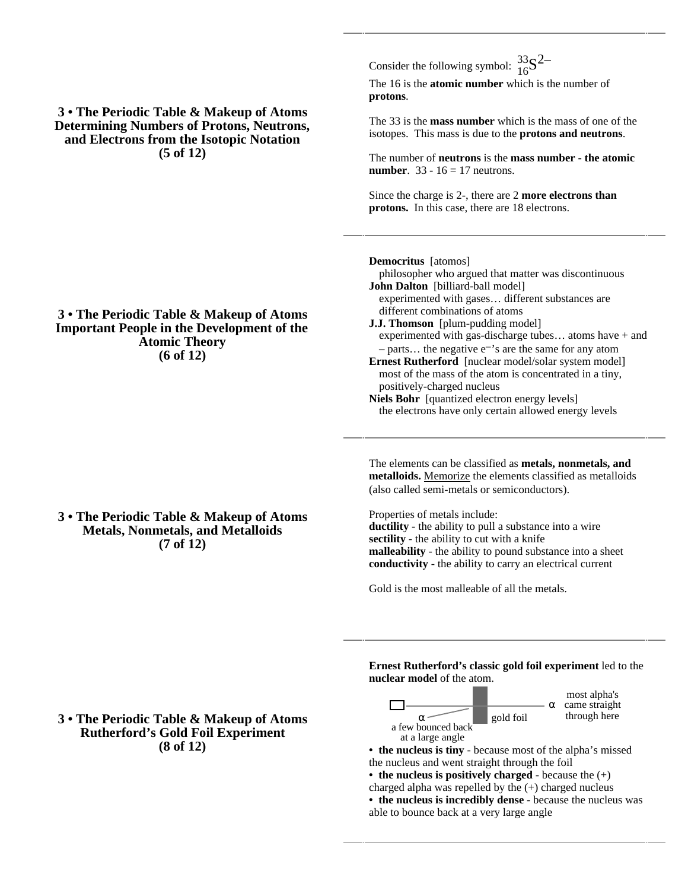## 3 • The Periodic Table & Makeup of Atoms Determining Numbers of Protons, Neutrons, and Electrons from the Isotopic Notation (5 of 12)

Consider the following symbol: $^{33}_{16}S^{2-}$

The 16 is the **atomic number** which is the number of **protons**.

The 33 is the **mass number** which is the mass of one of the isotopes. This mass is due to the **protons and neutrons**.

The number of **neutrons** is the **mass number - the atomic number**. 33 - 16 = 17 neutrons.

Since the charge is 2-, there are 2 **more electrons than protons.** In this case, there are 18 electrons.

## 3 • The Periodic Table & Makeup of Atoms Important People in the Development of the Atomic Theory (6 of 12)

**Democritus** [atomos]
philosopher who argued that matter was discontinuous

**John Dalton** [billiard-ball model]
experimented with gases… different substances are different combinations of atoms

**J.J. Thomson** [plum-pudding model]
experimented with gas-discharge tubes… atoms have + and – parts… the negative $e^-$'s are the same for any atom

**Ernest Rutherford** [nuclear model/solar system model]
most of the mass of the atom is concentrated in a tiny, positively-charged nucleus

**Niels Bohr** [quantized electron energy levels]
the electrons have only certain allowed energy levels

## 3 • The Periodic Table & Makeup of Atoms Metals, Nonmetals, and Metalloids (7 of 12)

The elements can be classified as **metals, nonmetals, and metalloids.** Memorize the elements classified as metalloids (also called semi-metals or semiconductors).

Properties of metals include:
**ductility** - the ability to pull a substance into a wire
**sectility** - the ability to cut with a knife
**malleability** - the ability to pound substance into a sheet
**conductivity** - the ability to carry an electrical current

Gold is the most malleable of all the metals.

## 3 • The Periodic Table & Makeup of Atoms Rutherford's Gold Foil Experiment (8 of 12)

**Ernest Rutherford's classic gold foil experiment** led to the **nuclear model** of the atom.

α — a few bounced back at a large angle; gold foil; α — most alpha's came straight through here

- **the nucleus is tiny** - because most of the alpha's missed the nucleus and went straight through the foil
- **the nucleus is positively charged** - because the (+) charged alpha was repelled by the (+) charged nucleus
- **the nucleus is incredibly dense** - because the nucleus was able to bounce back at a very large angle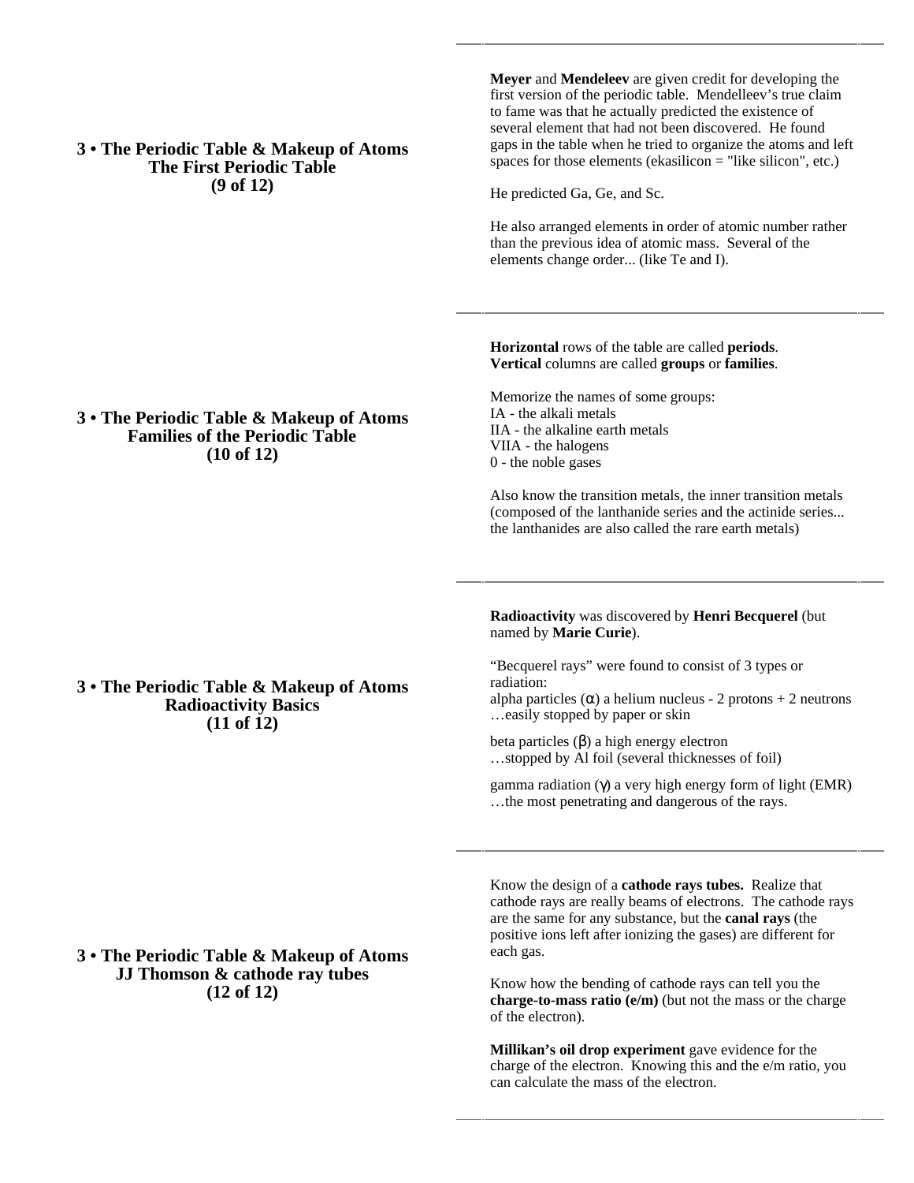## 3 • The Periodic Table & Makeup of Atoms
## The First Periodic Table
## (9 of 12)

**Meyer** and **Mendeleev** are given credit for developing the first version of the periodic table. Mendelleev's true claim to fame was that he actually predicted the existence of several element that had not been discovered. He found gaps in the table when he tried to organize the atoms and left spaces for those elements (ekasilicon = "like silicon", etc.)

He predicted Ga, Ge, and Sc.

He also arranged elements in order of atomic number rather than the previous idea of atomic mass. Several of the elements change order... (like Te and I).

---

## 3 • The Periodic Table & Makeup of Atoms
## Families of the Periodic Table
## (10 of 12)

**Horizontal** rows of the table are called **periods**.
**Vertical** columns are called **groups** or **families**.

Memorize the names of some groups:
IA - the alkali metals
IIA - the alkaline earth metals
VIIA - the halogens
0 - the noble gases

Also know the transition metals, the inner transition metals (composed of the lanthanide series and the actinide series... the lanthanides are also called the rare earth metals)

---

## 3 • The Periodic Table & Makeup of Atoms
## Radioactivity Basics
## (11 of 12)

**Radioactivity** was discovered by **Henri Becquerel** (but named by **Marie Curie**).

"Becquerel rays" were found to consist of 3 types or radiation:
alpha particles ($\alpha$) a helium nucleus - 2 protons + 2 neutrons
…easily stopped by paper or skin

beta particles ($\beta$) a high energy electron
…stopped by Al foil (several thicknesses of foil)

gamma radiation ($\gamma$) a very high energy form of light (EMR)
…the most penetrating and dangerous of the rays.

---

## 3 • The Periodic Table & Makeup of Atoms
## JJ Thomson & cathode ray tubes
## (12 of 12)

Know the design of a **cathode rays tubes.** Realize that cathode rays are really beams of electrons. The cathode rays are the same for any substance, but the **canal rays** (the positive ions left after ionizing the gases) are different for each gas.

Know how the bending of cathode rays can tell you the **charge-to-mass ratio (e/m)** (but not the mass or the charge of the electron).

**Millikan's oil drop experiment** gave evidence for the charge of the electron. Knowing this and the e/m ratio, you can calculate the mass of the electron.